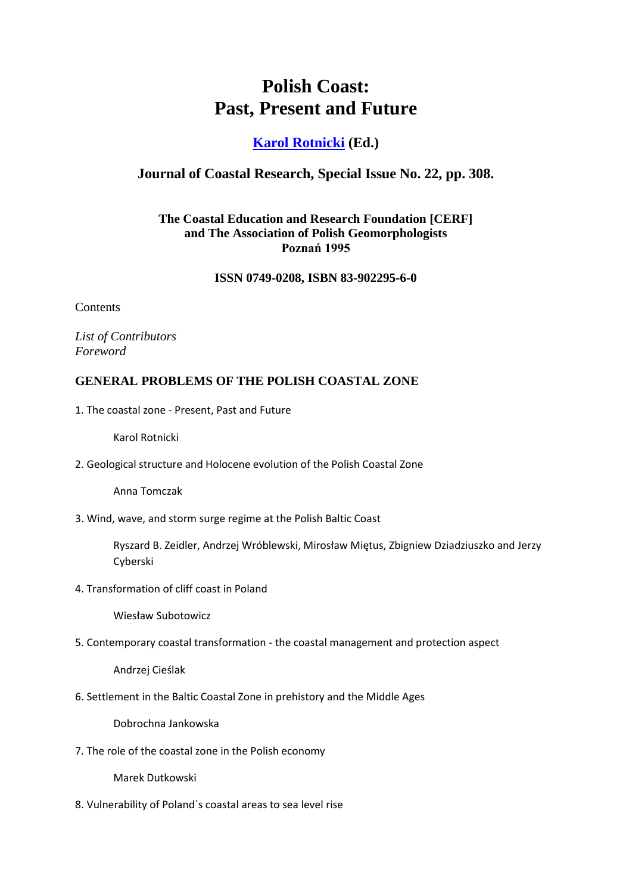# Polish Coast: Past, Present and Future

**[Karol Rotnicki](#) (Ed.)**

## Journal of Coastal Research, Special Issue No. 22, pp. 308.

**The Coastal Education and Research Foundation [CERF]
and The Association of Polish Geomorphologists
Poznań 1995**

**ISSN 0749-0208, ISBN 83-902295-6-0**

Contents

*List of Contributors*
*Foreword*

### GENERAL PROBLEMS OF THE POLISH COASTAL ZONE

1. The coastal zone - Present, Past and Future

   Karol Rotnicki

2. Geological structure and Holocene evolution of the Polish Coastal Zone

   Anna Tomczak

3. Wind, wave, and storm surge regime at the Polish Baltic Coast

   Ryszard B. Zeidler, Andrzej Wróblewski, Mirosław Miętus, Zbigniew Dziadziuszko and Jerzy Cyberski

4. Transformation of cliff coast in Poland

   Wiesław Subotowicz

5. Contemporary coastal transformation - the coastal management and protection aspect

   Andrzej Cieślak

6. Settlement in the Baltic Coastal Zone in prehistory and the Middle Ages

   Dobrochna Jankowska

7. The role of the coastal zone in the Polish economy

   Marek Dutkowski

8. Vulnerability of Poland`s coastal areas to sea level rise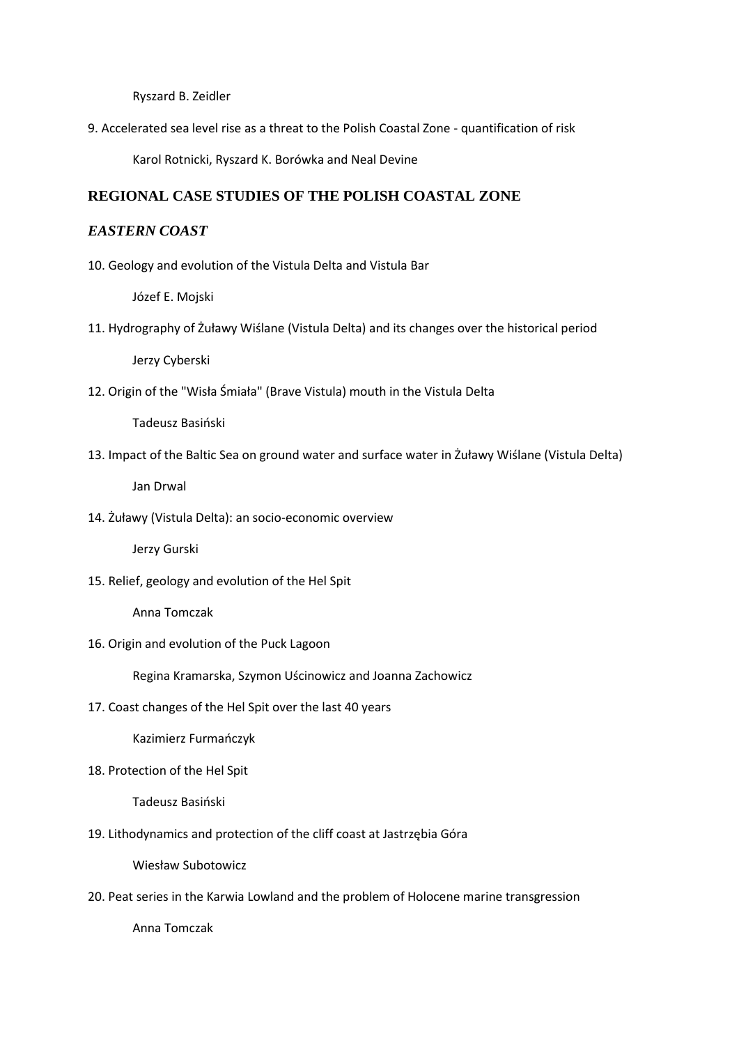Ryszard B. Zeidler

9. Accelerated sea level rise as a threat to the Polish Coastal Zone - quantification of risk

Karol Rotnicki, Ryszard K. Borówka and Neal Devine

## REGIONAL CASE STUDIES OF THE POLISH COASTAL ZONE

### *EASTERN COAST*

10. Geology and evolution of the Vistula Delta and Vistula Bar

Józef E. Mojski

11. Hydrography of Żuławy Wiślane (Vistula Delta) and its changes over the historical period

Jerzy Cyberski

12. Origin of the "Wisła Śmiała" (Brave Vistula) mouth in the Vistula Delta

Tadeusz Basiński

13. Impact of the Baltic Sea on ground water and surface water in Żuławy Wiślane (Vistula Delta)

Jan Drwal

14. Żuławy (Vistula Delta): an socio-economic overview

Jerzy Gurski

15. Relief, geology and evolution of the Hel Spit

Anna Tomczak

16. Origin and evolution of the Puck Lagoon

Regina Kramarska, Szymon Uścinowicz and Joanna Zachowicz

17. Coast changes of the Hel Spit over the last 40 years

Kazimierz Furmańczyk

18. Protection of the Hel Spit

Tadeusz Basiński

19. Lithodynamics and protection of the cliff coast at Jastrzębia Góra

Wiesław Subotowicz

20. Peat series in the Karwia Lowland and the problem of Holocene marine transgression

Anna Tomczak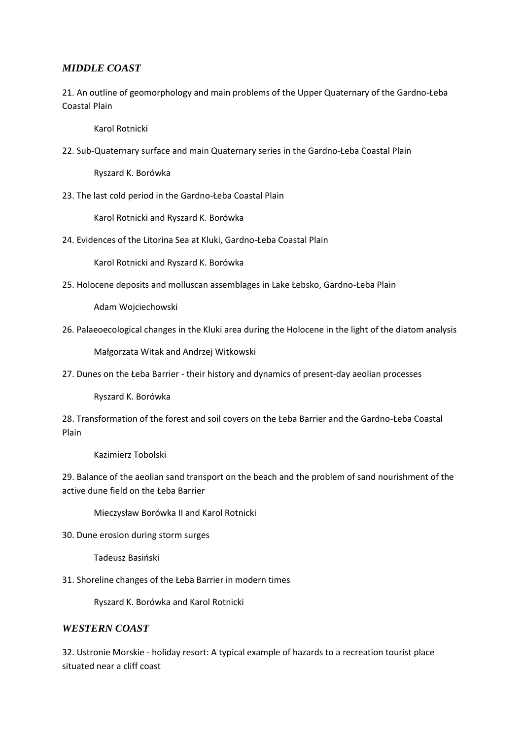## *MIDDLE COAST*

21. An outline of geomorphology and main problems of the Upper Quaternary of the Gardno-Łeba Coastal Plain

    Karol Rotnicki

22. Sub-Quaternary surface and main Quaternary series in the Gardno-Łeba Coastal Plain

    Ryszard K. Borówka

23. The last cold period in the Gardno-Łeba Coastal Plain

    Karol Rotnicki and Ryszard K. Borówka

24. Evidences of the Litorina Sea at Kluki, Gardno-Łeba Coastal Plain

    Karol Rotnicki and Ryszard K. Borówka

25. Holocene deposits and molluscan assemblages in Lake Łebsko, Gardno-Łeba Plain

    Adam Wojciechowski

26. Palaeoecological changes in the Kluki area during the Holocene in the light of the diatom analysis

    Małgorzata Witak and Andrzej Witkowski

27. Dunes on the Łeba Barrier - their history and dynamics of present-day aeolian processes

    Ryszard K. Borówka

28. Transformation of the forest and soil covers on the Łeba Barrier and the Gardno-Łeba Coastal Plain

    Kazimierz Tobolski

29. Balance of the aeolian sand transport on the beach and the problem of sand nourishment of the active dune field on the Łeba Barrier

    Mieczysław Borówka II and Karol Rotnicki

30. Dune erosion during storm surges

    Tadeusz Basiński

31. Shoreline changes of the Łeba Barrier in modern times

    Ryszard K. Borówka and Karol Rotnicki

## *WESTERN COAST*

32. Ustronie Morskie - holiday resort: A typical example of hazards to a recreation tourist place situated near a cliff coast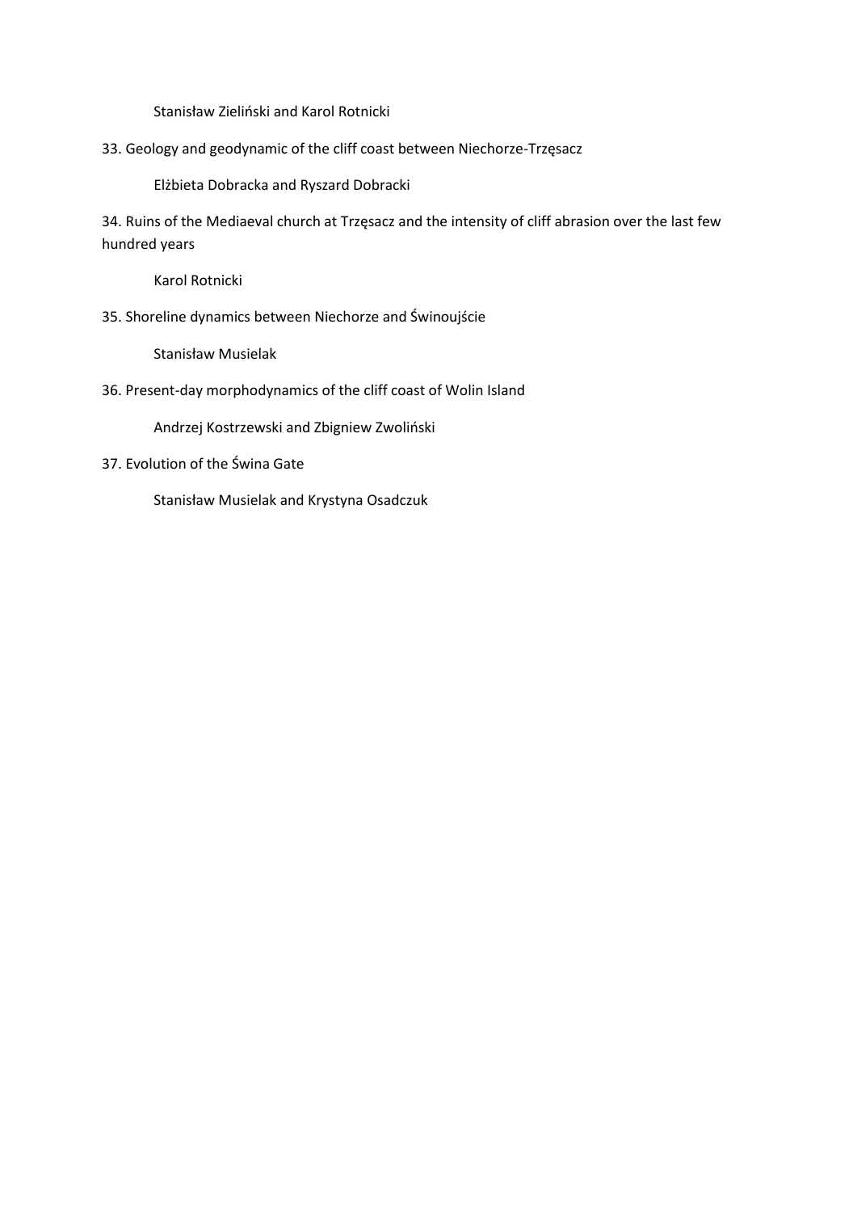Stanisław Zieliński and Karol Rotnicki

33. Geology and geodynamic of the cliff coast between Niechorze-Trzęsacz

Elżbieta Dobracka and Ryszard Dobracki

34. Ruins of the Mediaeval church at Trzęsacz and the intensity of cliff abrasion over the last few hundred years

Karol Rotnicki

35. Shoreline dynamics between Niechorze and Świnoujście

Stanisław Musielak

36. Present-day morphodynamics of the cliff coast of Wolin Island

Andrzej Kostrzewski and Zbigniew Zwoliński

37. Evolution of the Świna Gate

Stanisław Musielak and Krystyna Osadczuk